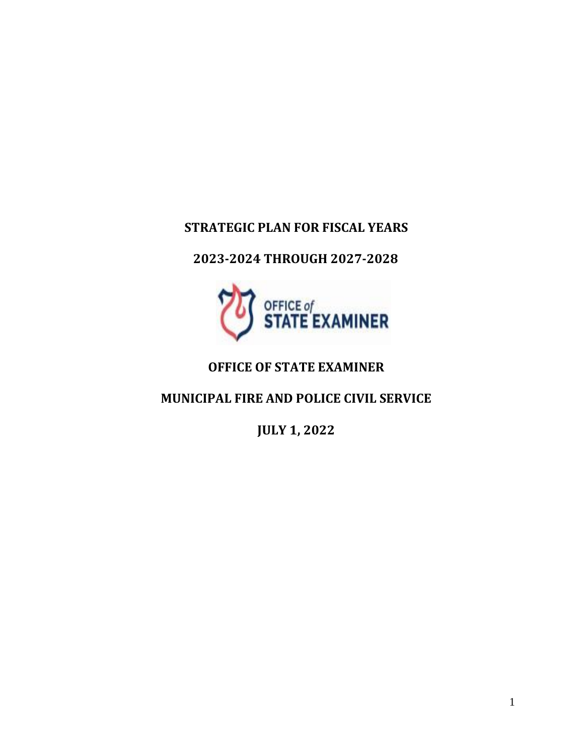# STRATEGIC PLAN FOR FISCAL YEARS

# 2023-2024 THROUGH 2027-2028

OFFICE *of* STATE EXAMINER

## OFFICE OF STATE EXAMINER

## MUNICIPAL FIRE AND POLICE CIVIL SERVICE

## JULY 1, 2022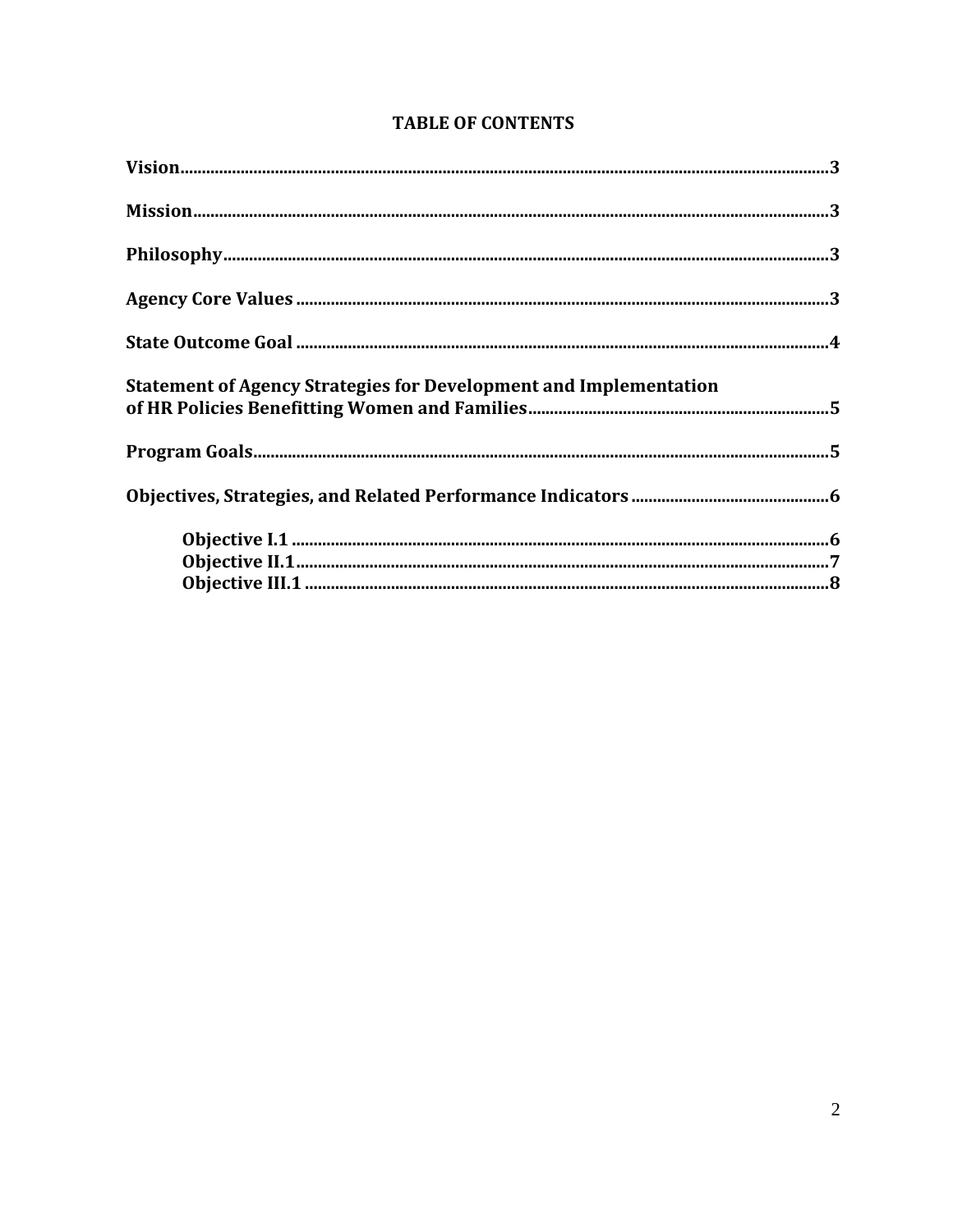## TABLE OF CONTENTS

**Vision**......................................................................................................3

**Mission**......................................................................................................3

**Philosophy**..................................................................................................3

**Agency Core Values**......................................................................................3

**State Outcome Goal**......................................................................................4

**Statement of Agency Strategies for Development and Implementation of HR Policies Benefitting Women and Families**......................................................5

**Program Goals**..............................................................................................5

**Objectives, Strategies, and Related Performance Indicators**..........................6

- **Objective I.1**..............................................................................................6
- **Objective II.1**.............................................................................................7
- **Objective III.1**............................................................................................8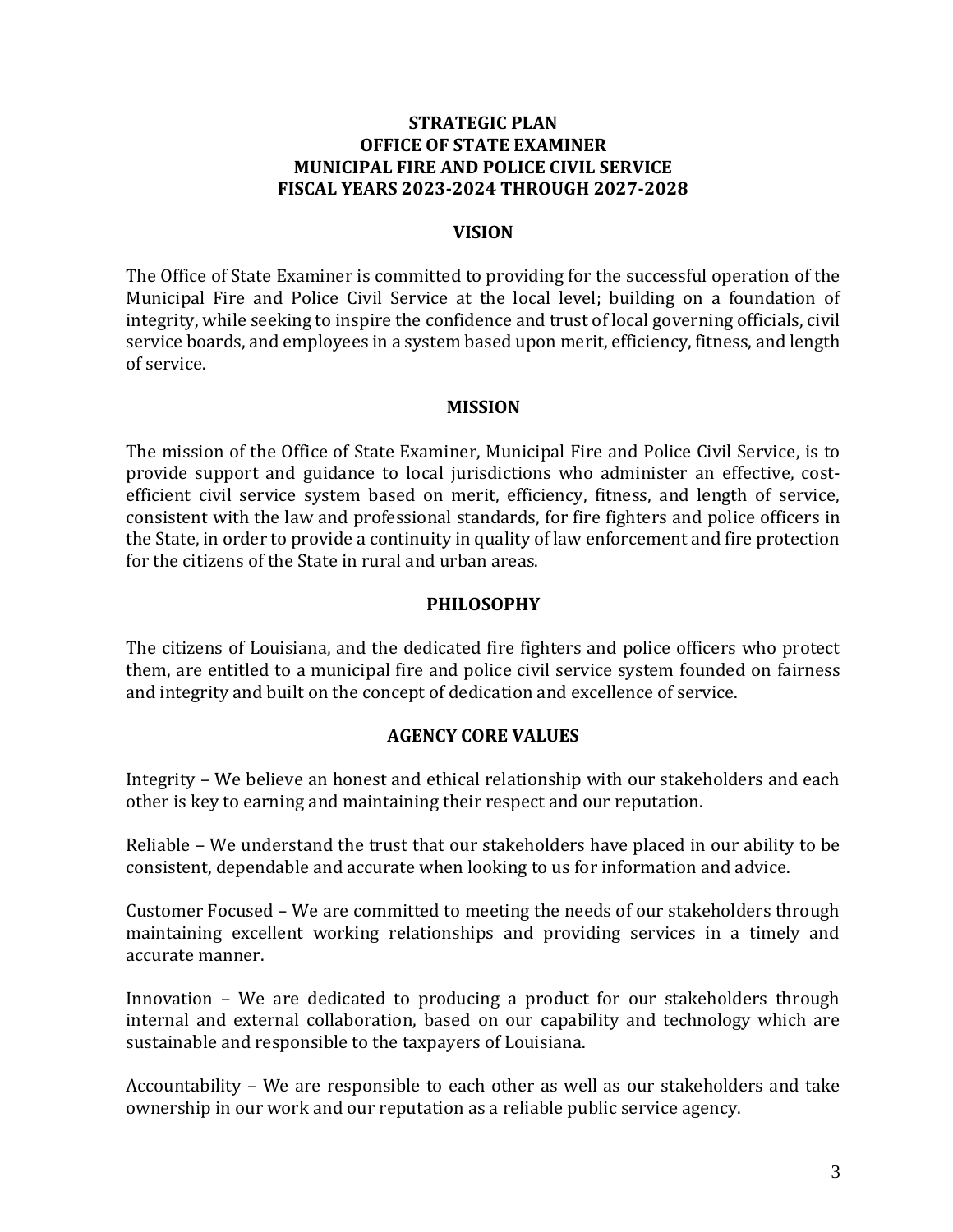# STRATEGIC PLAN
# OFFICE OF STATE EXAMINER
# MUNICIPAL FIRE AND POLICE CIVIL SERVICE
# FISCAL YEARS 2023-2024 THROUGH 2027-2028

## VISION

The Office of State Examiner is committed to providing for the successful operation of the Municipal Fire and Police Civil Service at the local level; building on a foundation of integrity, while seeking to inspire the confidence and trust of local governing officials, civil service boards, and employees in a system based upon merit, efficiency, fitness, and length of service.

## MISSION

The mission of the Office of State Examiner, Municipal Fire and Police Civil Service, is to provide support and guidance to local jurisdictions who administer an effective, cost-efficient civil service system based on merit, efficiency, fitness, and length of service, consistent with the law and professional standards, for fire fighters and police officers in the State, in order to provide a continuity in quality of law enforcement and fire protection for the citizens of the State in rural and urban areas.

## PHILOSOPHY

The citizens of Louisiana, and the dedicated fire fighters and police officers who protect them, are entitled to a municipal fire and police civil service system founded on fairness and integrity and built on the concept of dedication and excellence of service.

## AGENCY CORE VALUES

Integrity – We believe an honest and ethical relationship with our stakeholders and each other is key to earning and maintaining their respect and our reputation.

Reliable – We understand the trust that our stakeholders have placed in our ability to be consistent, dependable and accurate when looking to us for information and advice.

Customer Focused – We are committed to meeting the needs of our stakeholders through maintaining excellent working relationships and providing services in a timely and accurate manner.

Innovation – We are dedicated to producing a product for our stakeholders through internal and external collaboration, based on our capability and technology which are sustainable and responsible to the taxpayers of Louisiana.

Accountability – We are responsible to each other as well as our stakeholders and take ownership in our work and our reputation as a reliable public service agency.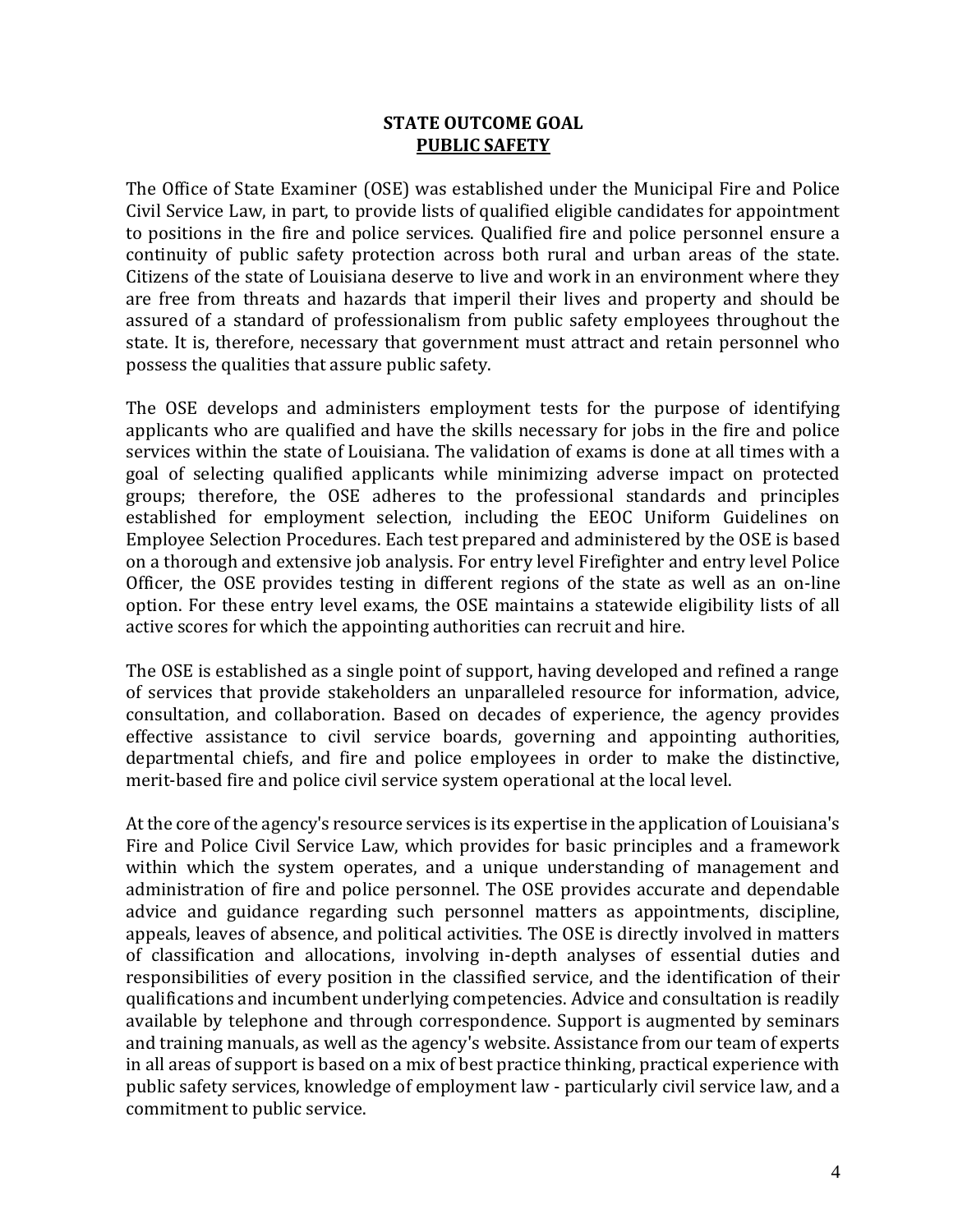## STATE OUTCOME GOAL

## PUBLIC SAFETY

The Office of State Examiner (OSE) was established under the Municipal Fire and Police Civil Service Law, in part, to provide lists of qualified eligible candidates for appointment to positions in the fire and police services. Qualified fire and police personnel ensure a continuity of public safety protection across both rural and urban areas of the state. Citizens of the state of Louisiana deserve to live and work in an environment where they are free from threats and hazards that imperil their lives and property and should be assured of a standard of professionalism from public safety employees throughout the state. It is, therefore, necessary that government must attract and retain personnel who possess the qualities that assure public safety.

The OSE develops and administers employment tests for the purpose of identifying applicants who are qualified and have the skills necessary for jobs in the fire and police services within the state of Louisiana. The validation of exams is done at all times with a goal of selecting qualified applicants while minimizing adverse impact on protected groups; therefore, the OSE adheres to the professional standards and principles established for employment selection, including the EEOC Uniform Guidelines on Employee Selection Procedures. Each test prepared and administered by the OSE is based on a thorough and extensive job analysis. For entry level Firefighter and entry level Police Officer, the OSE provides testing in different regions of the state as well as an on-line option. For these entry level exams, the OSE maintains a statewide eligibility lists of all active scores for which the appointing authorities can recruit and hire.

The OSE is established as a single point of support, having developed and refined a range of services that provide stakeholders an unparalleled resource for information, advice, consultation, and collaboration. Based on decades of experience, the agency provides effective assistance to civil service boards, governing and appointing authorities, departmental chiefs, and fire and police employees in order to make the distinctive, merit-based fire and police civil service system operational at the local level.

At the core of the agency's resource services is its expertise in the application of Louisiana's Fire and Police Civil Service Law, which provides for basic principles and a framework within which the system operates, and a unique understanding of management and administration of fire and police personnel. The OSE provides accurate and dependable advice and guidance regarding such personnel matters as appointments, discipline, appeals, leaves of absence, and political activities. The OSE is directly involved in matters of classification and allocations, involving in-depth analyses of essential duties and responsibilities of every position in the classified service, and the identification of their qualifications and incumbent underlying competencies. Advice and consultation is readily available by telephone and through correspondence. Support is augmented by seminars and training manuals, as well as the agency's website. Assistance from our team of experts in all areas of support is based on a mix of best practice thinking, practical experience with public safety services, knowledge of employment law - particularly civil service law, and a commitment to public service.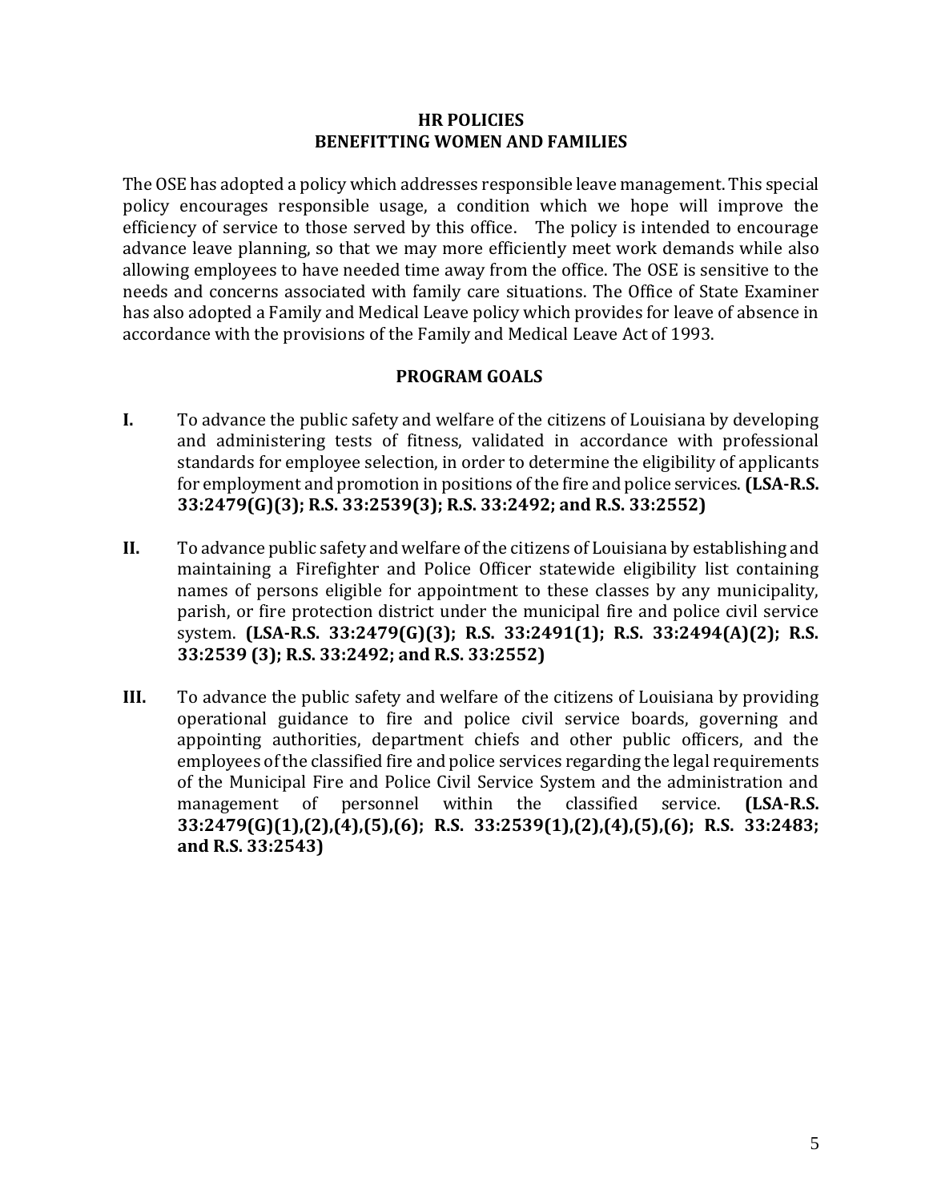## HR POLICIES
## BENEFITTING WOMEN AND FAMILIES

The OSE has adopted a policy which addresses responsible leave management. This special policy encourages responsible usage, a condition which we hope will improve the efficiency of service to those served by this office. The policy is intended to encourage advance leave planning, so that we may more efficiently meet work demands while also allowing employees to have needed time away from the office. The OSE is sensitive to the needs and concerns associated with family care situations. The Office of State Examiner has also adopted a Family and Medical Leave policy which provides for leave of absence in accordance with the provisions of the Family and Medical Leave Act of 1993.

## PROGRAM GOALS

**I.** To advance the public safety and welfare of the citizens of Louisiana by developing and administering tests of fitness, validated in accordance with professional standards for employee selection, in order to determine the eligibility of applicants for employment and promotion in positions of the fire and police services. **(LSA-R.S. 33:2479(G)(3); R.S. 33:2539(3); R.S. 33:2492; and R.S. 33:2552)**

**II.** To advance public safety and welfare of the citizens of Louisiana by establishing and maintaining a Firefighter and Police Officer statewide eligibility list containing names of persons eligible for appointment to these classes by any municipality, parish, or fire protection district under the municipal fire and police civil service system. **(LSA-R.S. 33:2479(G)(3); R.S. 33:2491(1); R.S. 33:2494(A)(2); R.S. 33:2539 (3); R.S. 33:2492; and R.S. 33:2552)**

**III.** To advance the public safety and welfare of the citizens of Louisiana by providing operational guidance to fire and police civil service boards, governing and appointing authorities, department chiefs and other public officers, and the employees of the classified fire and police services regarding the legal requirements of the Municipal Fire and Police Civil Service System and the administration and management of personnel within the classified service. **(LSA-R.S. 33:2479(G)(1),(2),(4),(5),(6); R.S. 33:2539(1),(2),(4),(5),(6); R.S. 33:2483; and R.S. 33:2543)**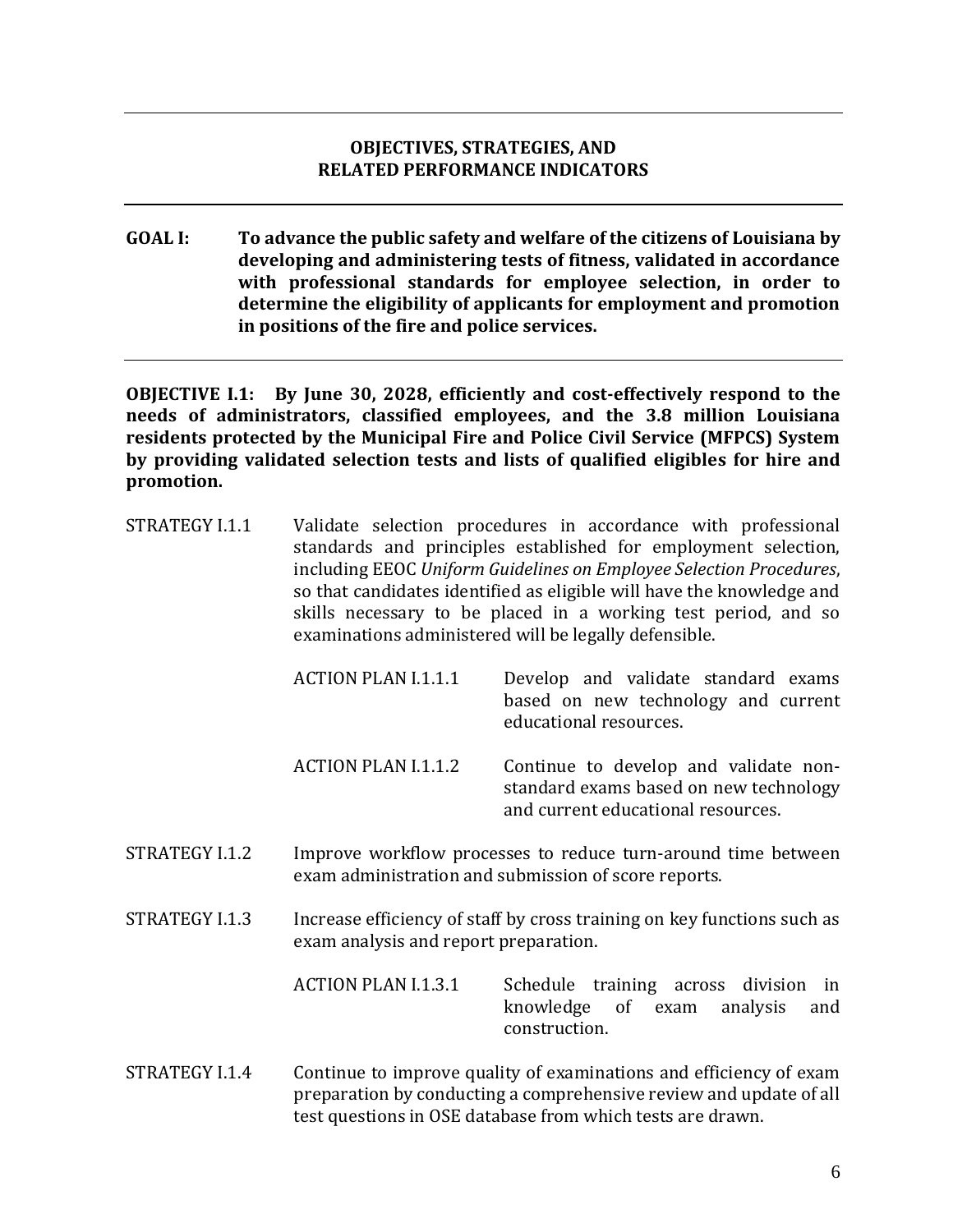## OBJECTIVES, STRATEGIES, AND RELATED PERFORMANCE INDICATORS

**GOAL I: To advance the public safety and welfare of the citizens of Louisiana by developing and administering tests of fitness, validated in accordance with professional standards for employee selection, in order to determine the eligibility of applicants for employment and promotion in positions of the fire and police services.**

**OBJECTIVE I.1: By June 30, 2028, efficiently and cost-effectively respond to the needs of administrators, classified employees, and the 3.8 million Louisiana residents protected by the Municipal Fire and Police Civil Service (MFPCS) System by providing validated selection tests and lists of qualified eligibles for hire and promotion.**

STRATEGY I.1.1 Validate selection procedures in accordance with professional standards and principles established for employment selection, including EEOC *Uniform Guidelines on Employee Selection Procedures*, so that candidates identified as eligible will have the knowledge and skills necessary to be placed in a working test period, and so examinations administered will be legally defensible.

ACTION PLAN I.1.1.1 Develop and validate standard exams based on new technology and current educational resources.

ACTION PLAN I.1.1.2 Continue to develop and validate non-standard exams based on new technology and current educational resources.

STRATEGY I.1.2 Improve workflow processes to reduce turn-around time between exam administration and submission of score reports.

STRATEGY I.1.3 Increase efficiency of staff by cross training on key functions such as exam analysis and report preparation.

ACTION PLAN I.1.3.1 Schedule training across division in knowledge of exam analysis and construction.

STRATEGY I.1.4 Continue to improve quality of examinations and efficiency of exam preparation by conducting a comprehensive review and update of all test questions in OSE database from which tests are drawn.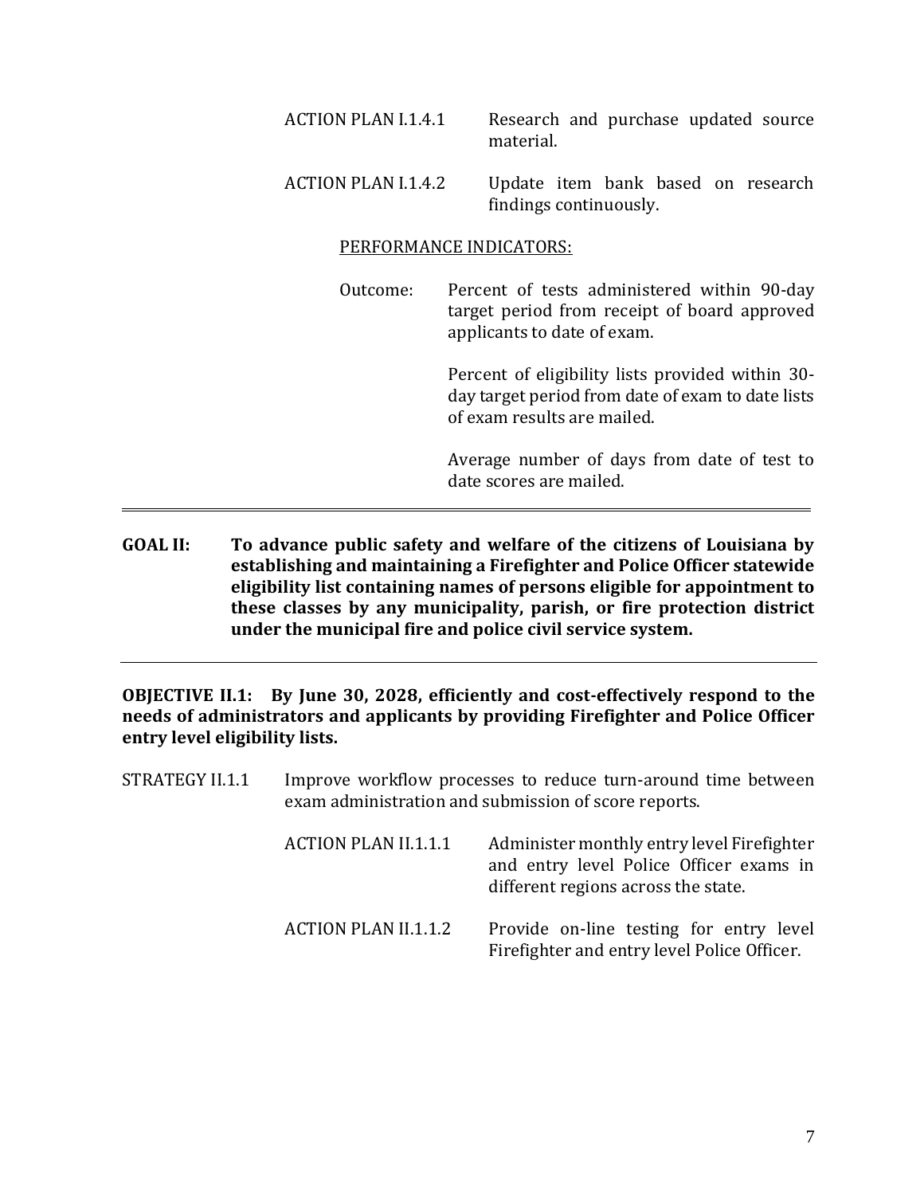ACTION PLAN I.1.4.1 Research and purchase updated source material.

ACTION PLAN I.1.4.2 Update item bank based on research findings continuously.

PERFORMANCE INDICATORS:

Outcome: Percent of tests administered within 90-day target period from receipt of board approved applicants to date of exam.

Percent of eligibility lists provided within 30-day target period from date of exam to date lists of exam results are mailed.

Average number of days from date of test to date scores are mailed.

---

**GOAL II: To advance public safety and welfare of the citizens of Louisiana by establishing and maintaining a Firefighter and Police Officer statewide eligibility list containing names of persons eligible for appointment to these classes by any municipality, parish, or fire protection district under the municipal fire and police civil service system.**

---

**OBJECTIVE II.1: By June 30, 2028, efficiently and cost-effectively respond to the needs of administrators and applicants by providing Firefighter and Police Officer entry level eligibility lists.**

STRATEGY II.1.1 Improve workflow processes to reduce turn-around time between exam administration and submission of score reports.

ACTION PLAN II.1.1.1 Administer monthly entry level Firefighter and entry level Police Officer exams in different regions across the state.

ACTION PLAN II.1.1.2 Provide on-line testing for entry level Firefighter and entry level Police Officer.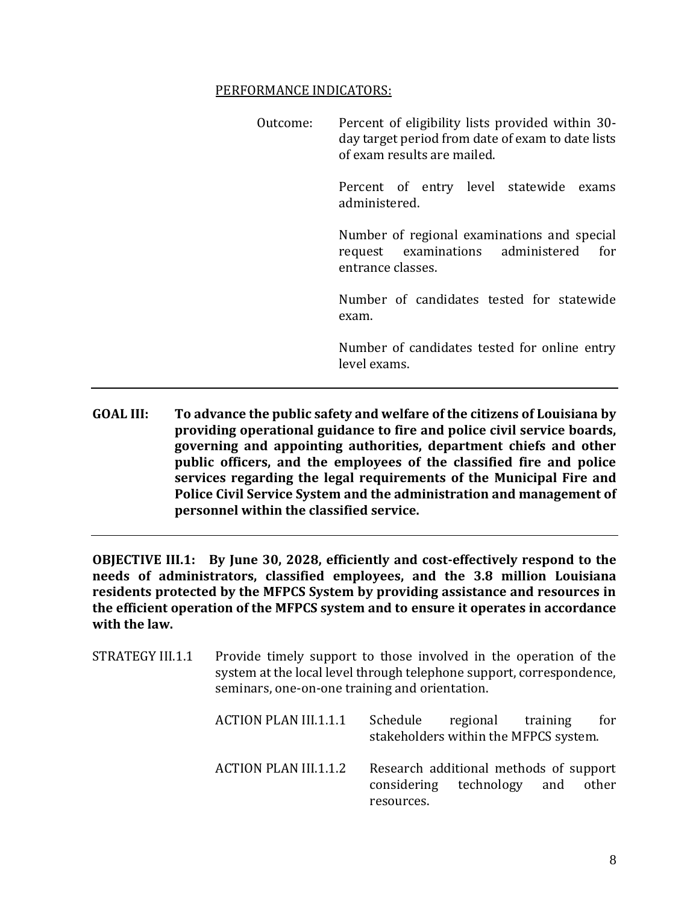PERFORMANCE INDICATORS:

Outcome: Percent of eligibility lists provided within 30-day target period from date of exam to date lists of exam results are mailed.

Percent of entry level statewide exams administered.

Number of regional examinations and special request examinations administered for entrance classes.

Number of candidates tested for statewide exam.

Number of candidates tested for online entry level exams.

---

**GOAL III: To advance the public safety and welfare of the citizens of Louisiana by providing operational guidance to fire and police civil service boards, governing and appointing authorities, department chiefs and other public officers, and the employees of the classified fire and police services regarding the legal requirements of the Municipal Fire and Police Civil Service System and the administration and management of personnel within the classified service.**

---

**OBJECTIVE III.1: By June 30, 2028, efficiently and cost-effectively respond to the needs of administrators, classified employees, and the 3.8 million Louisiana residents protected by the MFPCS System by providing assistance and resources in the efficient operation of the MFPCS system and to ensure it operates in accordance with the law.**

STRATEGY III.1.1 Provide timely support to those involved in the operation of the system at the local level through telephone support, correspondence, seminars, one-on-one training and orientation.

ACTION PLAN III.1.1.1 Schedule regional training for stakeholders within the MFPCS system.

ACTION PLAN III.1.1.2 Research additional methods of support considering technology and other resources.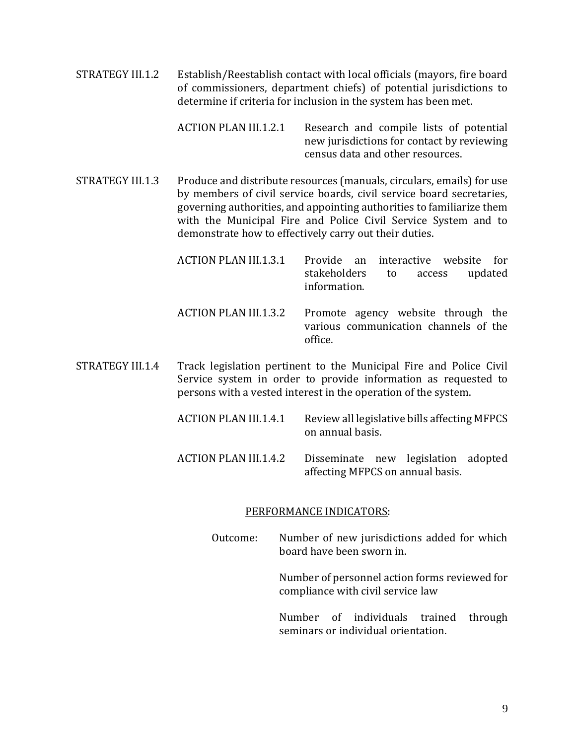STRATEGY III.1.2 Establish/Reestablish contact with local officials (mayors, fire board of commissioners, department chiefs) of potential jurisdictions to determine if criteria for inclusion in the system has been met.

ACTION PLAN III.1.2.1 Research and compile lists of potential new jurisdictions for contact by reviewing census data and other resources.

STRATEGY III.1.3 Produce and distribute resources (manuals, circulars, emails) for use by members of civil service boards, civil service board secretaries, governing authorities, and appointing authorities to familiarize them with the Municipal Fire and Police Civil Service System and to demonstrate how to effectively carry out their duties.

ACTION PLAN III.1.3.1 Provide an interactive website for stakeholders to access updated information.

ACTION PLAN III.1.3.2 Promote agency website through the various communication channels of the office.

STRATEGY III.1.4 Track legislation pertinent to the Municipal Fire and Police Civil Service system in order to provide information as requested to persons with a vested interest in the operation of the system.

ACTION PLAN III.1.4.1 Review all legislative bills affecting MFPCS on annual basis.

ACTION PLAN III.1.4.2 Disseminate new legislation adopted affecting MFPCS on annual basis.

PERFORMANCE INDICATORS:

Outcome: Number of new jurisdictions added for which board have been sworn in.

Number of personnel action forms reviewed for compliance with civil service law

Number of individuals trained through seminars or individual orientation.